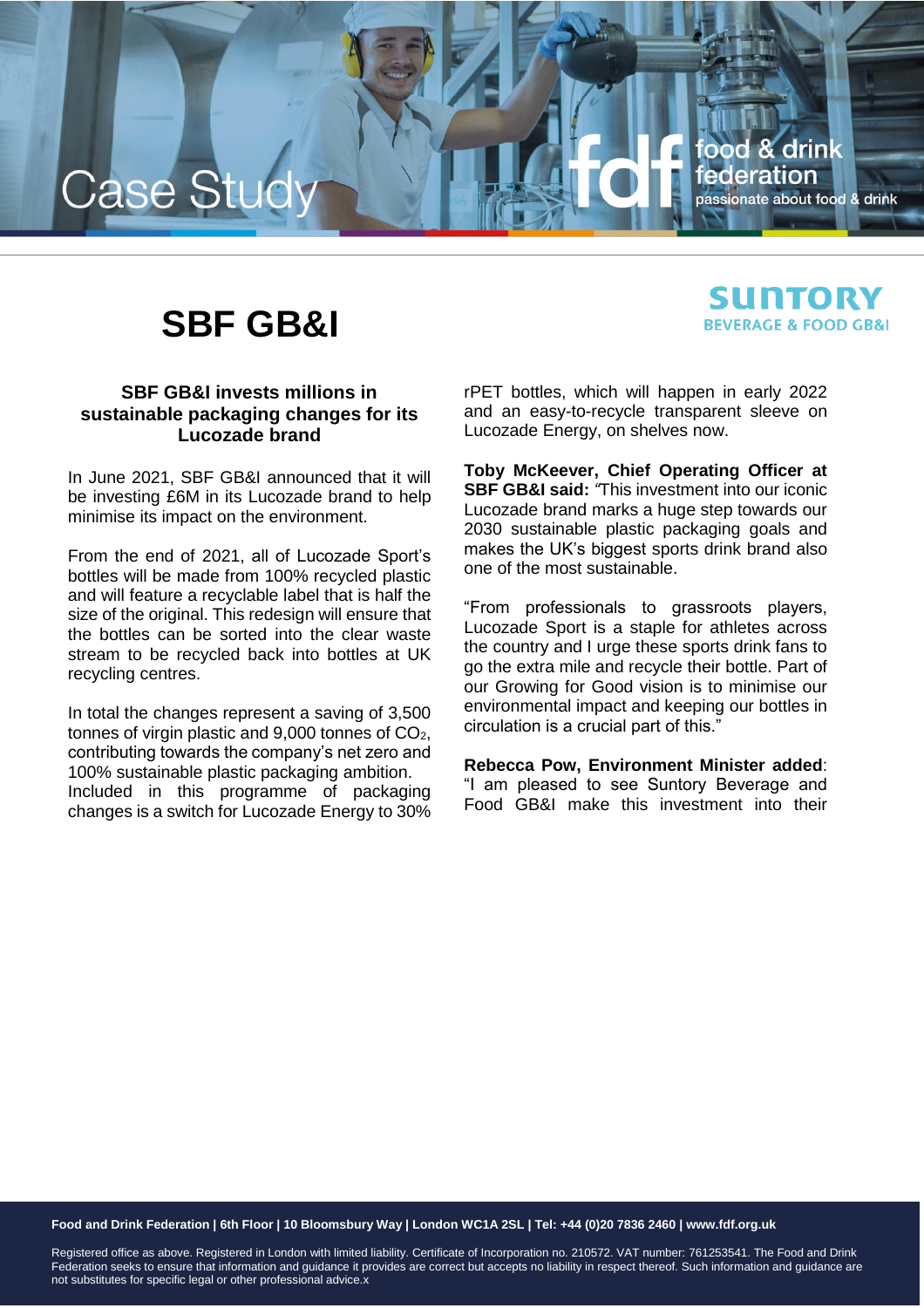Case Study

food & drink federation
passionate about food & drink

# SBF GB&I

SUNTORY BEVERAGE & FOOD GB&I

### SBF GB&I invests millions in sustainable packaging changes for its Lucozade brand

In June 2021, SBF GB&I announced that it will be investing £6M in its Lucozade brand to help minimise its impact on the environment.

From the end of 2021, all of Lucozade Sport's bottles will be made from 100% recycled plastic and will feature a recyclable label that is half the size of the original. This redesign will ensure that the bottles can be sorted into the clear waste stream to be recycled back into bottles at UK recycling centres.

In total the changes represent a saving of 3,500 tonnes of virgin plastic and 9,000 tonnes of $CO_2$, contributing towards the company's net zero and 100% sustainable plastic packaging ambition. Included in this programme of packaging changes is a switch for Lucozade Energy to 30% rPET bottles, which will happen in early 2022 and an easy-to-recycle transparent sleeve on Lucozade Energy, on shelves now.

**Toby McKeever, Chief Operating Officer at SBF GB&I said:** *"*This investment into our iconic Lucozade brand marks a huge step towards our 2030 sustainable plastic packaging goals and makes the UK's biggest sports drink brand also one of the most sustainable.

"From professionals to grassroots players, Lucozade Sport is a staple for athletes across the country and I urge these sports drink fans to go the extra mile and recycle their bottle. Part of our Growing for Good vision is to minimise our environmental impact and keeping our bottles in circulation is a crucial part of this."

**Rebecca Pow, Environment Minister added**: "I am pleased to see Suntory Beverage and Food GB&I make this investment into their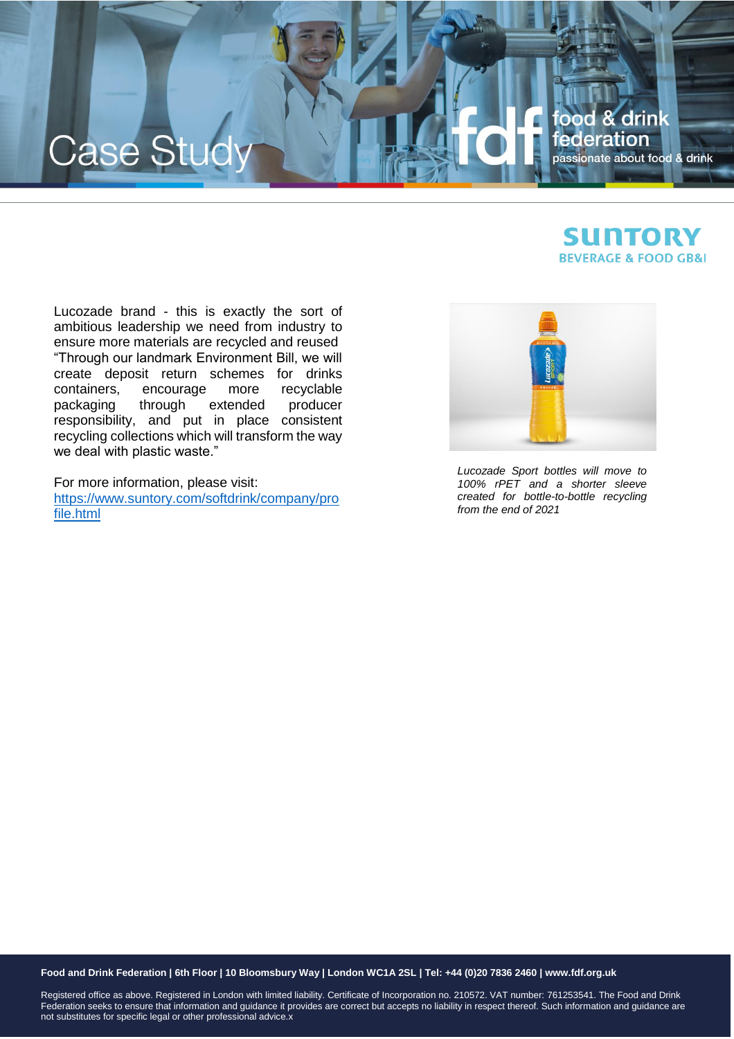Case Study

SUNTORY BEVERAGE & FOOD GB&I

Lucozade brand - this is exactly the sort of ambitious leadership we need from industry to ensure more materials are recycled and reused "Through our landmark Environment Bill, we will create deposit return schemes for drinks containers, encourage more recyclable packaging through extended producer responsibility, and put in place consistent recycling collections which will transform the way we deal with plastic waste."

For more information, please visit: [https://www.suntory.com/softdrink/company/profile.html](https://www.suntory.com/softdrink/company/profile.html)

*Lucozade Sport bottles will move to 100% rPET and a shorter sleeve created for bottle-to-bottle recycling from the end of 2021*

**Food and Drink Federation | 6th Floor | 10 Bloomsbury Way | London WC1A 2SL | Tel: +44 (0)20 7836 2460 | www.fdf.org.uk**

Registered office as above. Registered in London with limited liability. Certificate of Incorporation no. 210572. VAT number: 761253541. The Food and Drink Federation seeks to ensure that information and guidance it provides are correct but accepts no liability in respect thereof. Such information and guidance are not substitutes for specific legal or other professional advice.x